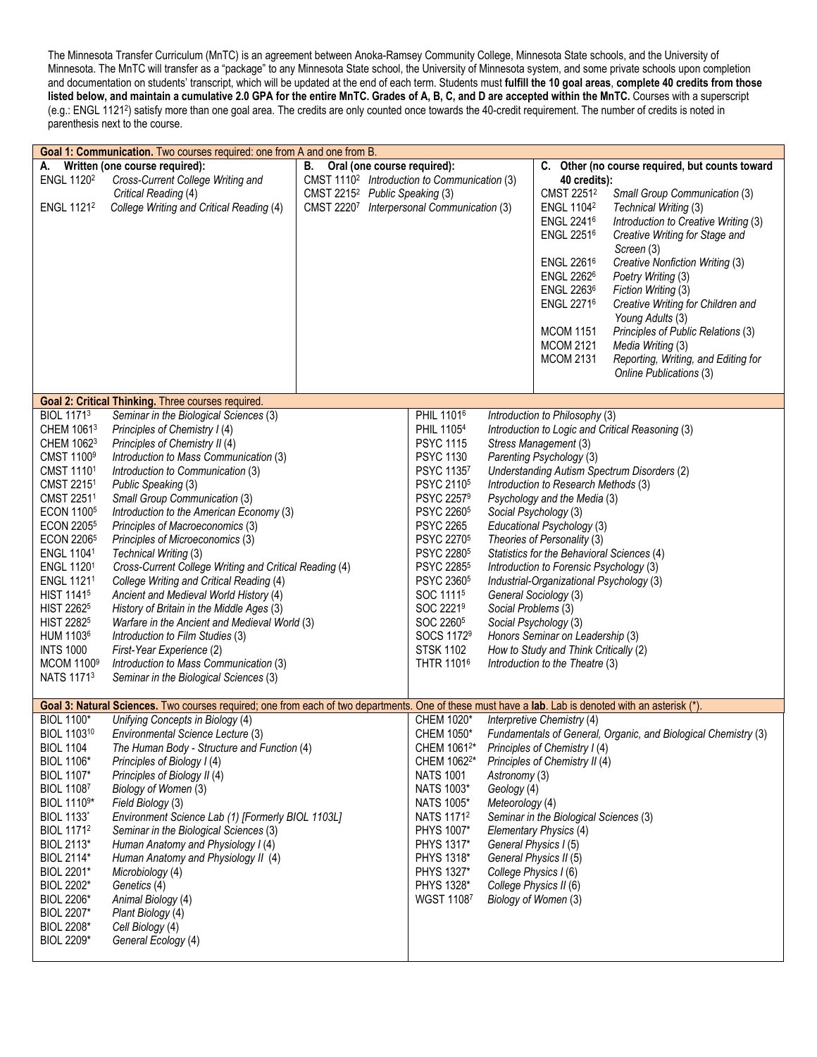The Minnesota Transfer Curriculum (MnTC) is an agreement between Anoka-Ramsey Community College, Minnesota State schools, and the University of Minnesota. The MnTC will transfer as a "package" to any Minnesota State school, the University of Minnesota system, and some private schools upon completion and documentation on students' transcript, which will be updated at the end of each term. Students must **fulfill the 10 goal areas**, **complete 40 credits from those listed below, and maintain a cumulative 2.0 GPA for the entire MnTC. Grades of A, B, C, and D are accepted within the MnTC.** Courses with a superscript (e.g.: ENGL 1121[2]) satisfy more than one goal area. The credits are only counted once towards the 40-credit requirement. The number of credits is noted in parenthesis next to the course.

**Goal 1: Communication.** Two courses required: one from A and one from B.

| A. Written (one course required): | B. Oral (one course required): | C. Other (no course required, but counts toward 40 credits): |
|---|---|---|
| ENGL 1120[2] *Cross-Current College Writing and Critical Reading* (4) | CMST 1110[2] *Introduction to Communication* (3) | CMST 2251[2] *Small Group Communication* (3) |
| ENGL 1121[2] *College Writing and Critical Reading* (4) | CMST 2215[2] *Public Speaking* (3) | ENGL 1104[2] *Technical Writing* (3) |
| | CMST 2220[7] *Interpersonal Communication* (3) | ENGL 2241[6] *Introduction to Creative Writing* (3) |
| | | ENGL 2251[6] *Creative Writing for Stage and Screen* (3) |
| | | ENGL 2261[6] *Creative Nonfiction Writing* (3) |
| | | ENGL 2262[6] *Poetry Writing* (3) |
| | | ENGL 2263[6] *Fiction Writing* (3) |
| | | ENGL 2271[6] *Creative Writing for Children and Young Adults* (3) |
| | | MCOM 1151 *Principles of Public Relations* (3) |
| | | MCOM 2121 *Media Writing* (3) |
| | | MCOM 2131 *Reporting, Writing, and Editing for Online Publications* (3) |

**Goal 2: Critical Thinking.** Three courses required.

| Course | Title | Course | Title |
|---|---|---|---|
| BIOL 1171[3] | *Seminar in the Biological Sciences* (3) | PHIL 1101[6] | *Introduction to Philosophy* (3) |
| CHEM 1061[3] | *Principles of Chemistry I* (4) | PHIL 1105[4] | *Introduction to Logic and Critical Reasoning* (3) |
| CHEM 1062[3] | *Principles of Chemistry II* (4) | PSYC 1115 | *Stress Management* (3) |
| CMST 1100[9] | *Introduction to Mass Communication* (3) | PSYC 1130 | *Parenting Psychology* (3) |
| CMST 1110[1] | *Introduction to Communication* (3) | PSYC 1135[7] | *Understanding Autism Spectrum Disorders* (2) |
| CMST 2215[1] | *Public Speaking* (3) | PSYC 2110[5] | *Introduction to Research Methods* (3) |
| CMST 2251[1] | *Small Group Communication* (3) | PSYC 2257[9] | *Psychology and the Media* (3) |
| ECON 1100[5] | *Introduction to the American Economy* (3) | PSYC 2260[5] | *Social Psychology* (3) |
| ECON 2205[5] | *Principles of Macroeconomics* (3) | PSYC 2265 | *Educational Psychology* (3) |
| ECON 2206[5] | *Principles of Microeconomics* (3) | PSYC 2270[5] | *Theories of Personality* (3) |
| ENGL 1104[1] | *Technical Writing* (3) | PSYC 2280[5] | *Statistics for the Behavioral Sciences* (4) |
| ENGL 1120[1] | *Cross-Current College Writing and Critical Reading* (4) | PSYC 2285[5] | *Introduction to Forensic Psychology* (3) |
| ENGL 1121[1] | *College Writing and Critical Reading* (4) | PSYC 2360[5] | *Industrial-Organizational Psychology* (3) |
| HIST 1141[5] | *Ancient and Medieval World History* (4) | SOC 1111[5] | *General Sociology* (3) |
| HIST 2262[5] | *History of Britain in the Middle Ages* (3) | SOC 2221[9] | *Social Problems* (3) |
| HIST 2282[5] | *Warfare in the Ancient and Medieval World* (3) | SOC 2260[5] | *Social Psychology* (3) |
| HUM 1103[6] | *Introduction to Film Studies* (3) | SOCS 1172[9] | *Honors Seminar on Leadership* (3) |
| INTS 1000 | *First-Year Experience* (2) | STSK 1102 | *How to Study and Think Critically* (2) |
| MCOM 1100[9] | *Introduction to Mass Communication* (3) | THTR 1101[6] | *Introduction to the Theatre* (3) |
| NATS 1171[3] | *Seminar in the Biological Sciences* (3) | | |

**Goal 3: Natural Sciences.** Two courses required; one from each of two departments. One of these must have a **lab**. Lab is denoted with an asterisk (*).

| Course | Title | Course | Title |
|---|---|---|---|
| BIOL 1100* | *Unifying Concepts in Biology* (4) | CHEM 1020* | *Interpretive Chemistry* (4) |
| BIOL 1103[10] | *Environmental Science Lecture* (3) | CHEM 1050* | *Fundamentals of General, Organic, and Biological Chemistry* (3) |
| BIOL 1104 | *The Human Body - Structure and Function* (4) | CHEM 1061[2]* | *Principles of Chemistry I* (4) |
| BIOL 1106* | *Principles of Biology I* (4) | CHEM 1062[2]* | *Principles of Chemistry II* (4) |
| BIOL 1107* | *Principles of Biology II* (4) | NATS 1001 | *Astronomy* (3) |
| BIOL 1108[7] | *Biology of Women* (3) | NATS 1003* | *Geology* (4) |
| BIOL 1110[9]* | *Field Biology* (3) | NATS 1005* | *Meteorology* (4) |
| BIOL 1133* | *Environment Science Lab (1) [Formerly BIOL 1103L]* | NATS 1171[2] | *Seminar in the Biological Sciences* (3) |
| BIOL 1171[2] | *Seminar in the Biological Sciences* (3) | PHYS 1007* | *Elementary Physics* (4) |
| BIOL 2113* | *Human Anatomy and Physiology I* (4) | PHYS 1317* | *General Physics I* (5) |
| BIOL 2114* | *Human Anatomy and Physiology II* (4) | PHYS 1318* | *General Physics II* (5) |
| BIOL 2201* | *Microbiology* (4) | PHYS 1327* | *College Physics I* (6) |
| BIOL 2202* | *Genetics* (4) | PHYS 1328* | *College Physics II* (6) |
| BIOL 2206* | *Animal Biology* (4) | WGST 1108[7] | *Biology of Women* (3) |
| BIOL 2207* | *Plant Biology* (4) | | |
| BIOL 2208* | *Cell Biology* (4) | | |
| BIOL 2209* | *General Ecology* (4) | | |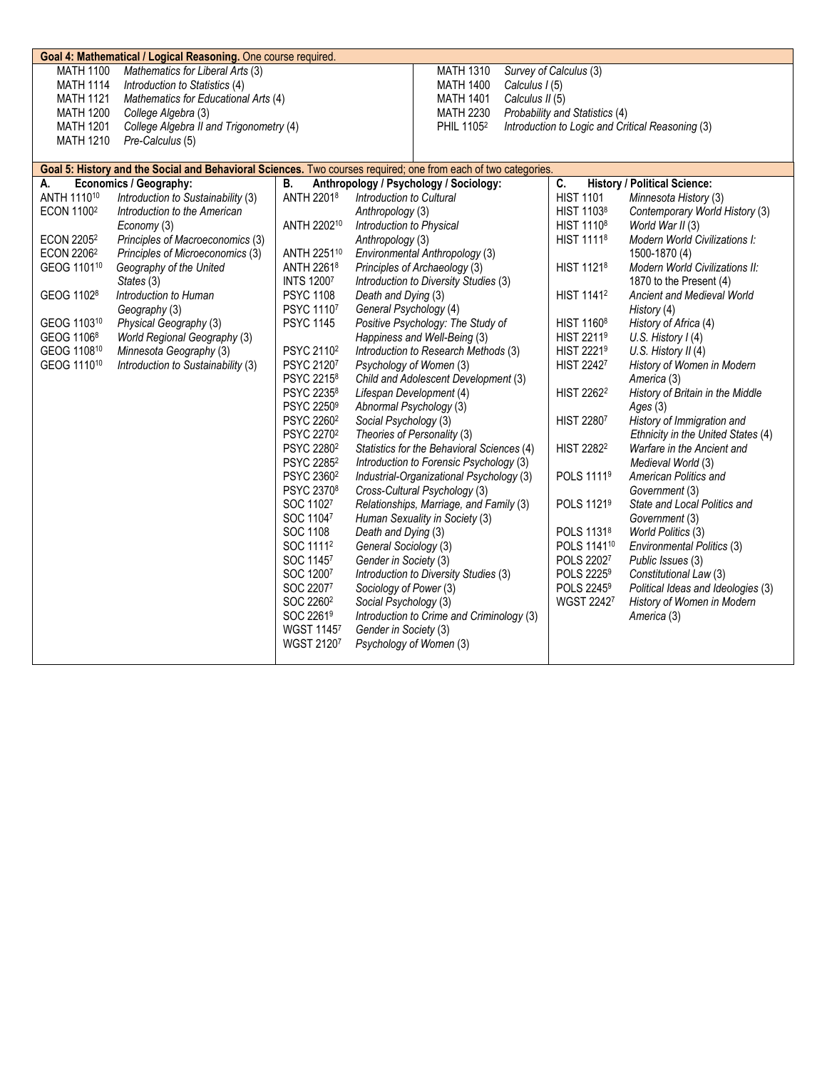**Goal 4: Mathematical / Logical Reasoning.** One course required.

| Course | Title | Course | Title |
|---|---|---|---|
| MATH 1100 | *Mathematics for Liberal Arts* (3) | MATH 1310 | *Survey of Calculus* (3) |
| MATH 1114 | *Introduction to Statistics* (4) | MATH 1400 | *Calculus I* (5) |
| MATH 1121 | *Mathematics for Educational Arts* (4) | MATH 1401 | *Calculus II* (5) |
| MATH 1200 | *College Algebra* (3) | MATH 2230 | *Probability and Statistics* (4) |
| MATH 1201 | *College Algebra II and Trigonometry* (4) | PHIL 1105[2] | *Introduction to Logic and Critical Reasoning* (3) |
| MATH 1210 | *Pre-Calculus* (5) | | |

**Goal 5: History and the Social and Behavioral Sciences.** Two courses required; one from each of two categories.

| A. Economics / Geography: | | B. Anthropology / Psychology / Sociology: | | C. History / Political Science: | |
|---|---|---|---|---|---|
| ANTH 1110[10] | *Introduction to Sustainability* (3) | ANTH 2201[8] | *Introduction to Cultural Anthropology* (3) | HIST 1101 | *Minnesota History* (3) |
| ECON 1100[2] | *Introduction to the American Economy* (3) | ANTH 2202[10] | *Introduction to Physical Anthropology* (3) | HIST 1103[8] | *Contemporary World History* (3) |
| ECON 2205[2] | *Principles of Macroeconomics* (3) | ANTH 2251[10] | *Environmental Anthropology* (3) | HIST 1110[8] | *World War II* (3) |
| ECON 2206[2] | *Principles of Microeconomics* (3) | ANTH 2261[8] | *Principles of Archaeology* (3) | HIST 1111[8] | *Modern World Civilizations I: 1500-1870* (4) |
| GEOG 1101[10] | *Geography of the United States* (3) | INTS 1200[7] | *Introduction to Diversity Studies* (3) | HIST 1121[8] | *Modern World Civilizations II: 1870 to the Present* (4) |
| GEOG 1102[8] | *Introduction to Human Geography* (3) | PSYC 1108 | *Death and Dying* (3) | HIST 1141[2] | *Ancient and Medieval World History* (4) |
| GEOG 1103[10] | *Physical Geography* (3) | PSYC 1110[7] | *General Psychology* (4) | HIST 1160[8] | *History of Africa* (4) |
| GEOG 1106[8] | *World Regional Geography* (3) | PSYC 1145 | *Positive Psychology: The Study of Happiness and Well-Being* (3) | HIST 2211[9] | *U.S. History I* (4) |
| GEOG 1108[10] | *Minnesota Geography* (3) | PSYC 2110[2] | *Introduction to Research Methods* (3) | HIST 2221[9] | *U.S. History II* (4) |
| GEOG 1110[10] | *Introduction to Sustainability* (3) | PSYC 2120[7] | *Psychology of Women* (3) | HIST 2242[7] | *History of Women in Modern America* (3) |
| | | PSYC 2215[8] | *Child and Adolescent Development* (3) | HIST 2262[2] | *History of Britain in the Middle Ages* (3) |
| | | PSYC 2235[8] | *Lifespan Development* (4) | HIST 2280[7] | *History of Immigration and Ethnicity in the United States* (4) |
| | | PSYC 2250[9] | *Abnormal Psychology* (3) | HIST 2282[2] | *Warfare in the Ancient and Medieval World* (3) |
| | | PSYC 2260[2] | *Social Psychology* (3) | POLS 1111[9] | *American Politics and Government* (3) |
| | | PSYC 2270[2] | *Theories of Personality* (3) | POLS 1121[9] | *State and Local Politics and Government* (3) |
| | | PSYC 2280[2] | *Statistics for the Behavioral Sciences* (4) | POLS 1131[8] | *World Politics* (3) |
| | | PSYC 2285[2] | *Introduction to Forensic Psychology* (3) | POLS 1141[10] | *Environmental Politics* (3) |
| | | PSYC 2360[2] | *Industrial-Organizational Psychology* (3) | POLS 2202[7] | *Public Issues* (3) |
| | | PSYC 2370[8] | *Cross-Cultural Psychology* (3) | POLS 2225[9] | *Constitutional Law* (3) |
| | | SOC 1102[7] | *Relationships, Marriage, and Family* (3) | POLS 2245[9] | *Political Ideas and Ideologies* (3) |
| | | SOC 1104[7] | *Human Sexuality in Society* (3) | WGST 2242[7] | *History of Women in Modern America* (3) |
| | | SOC 1108 | *Death and Dying* (3) | | |
| | | SOC 1111[2] | *General Sociology* (3) | | |
| | | SOC 1145[7] | *Gender in Society* (3) | | |
| | | SOC 1200[7] | *Introduction to Diversity Studies* (3) | | |
| | | SOC 2207[7] | *Sociology of Power* (3) | | |
| | | SOC 2260[2] | *Social Psychology* (3) | | |
| | | SOC 2261[9] | *Introduction to Crime and Criminology* (3) | | |
| | | WGST 1145[7] | *Gender in Society* (3) | | |
| | | WGST 2120[7] | *Psychology of Women* (3) | | |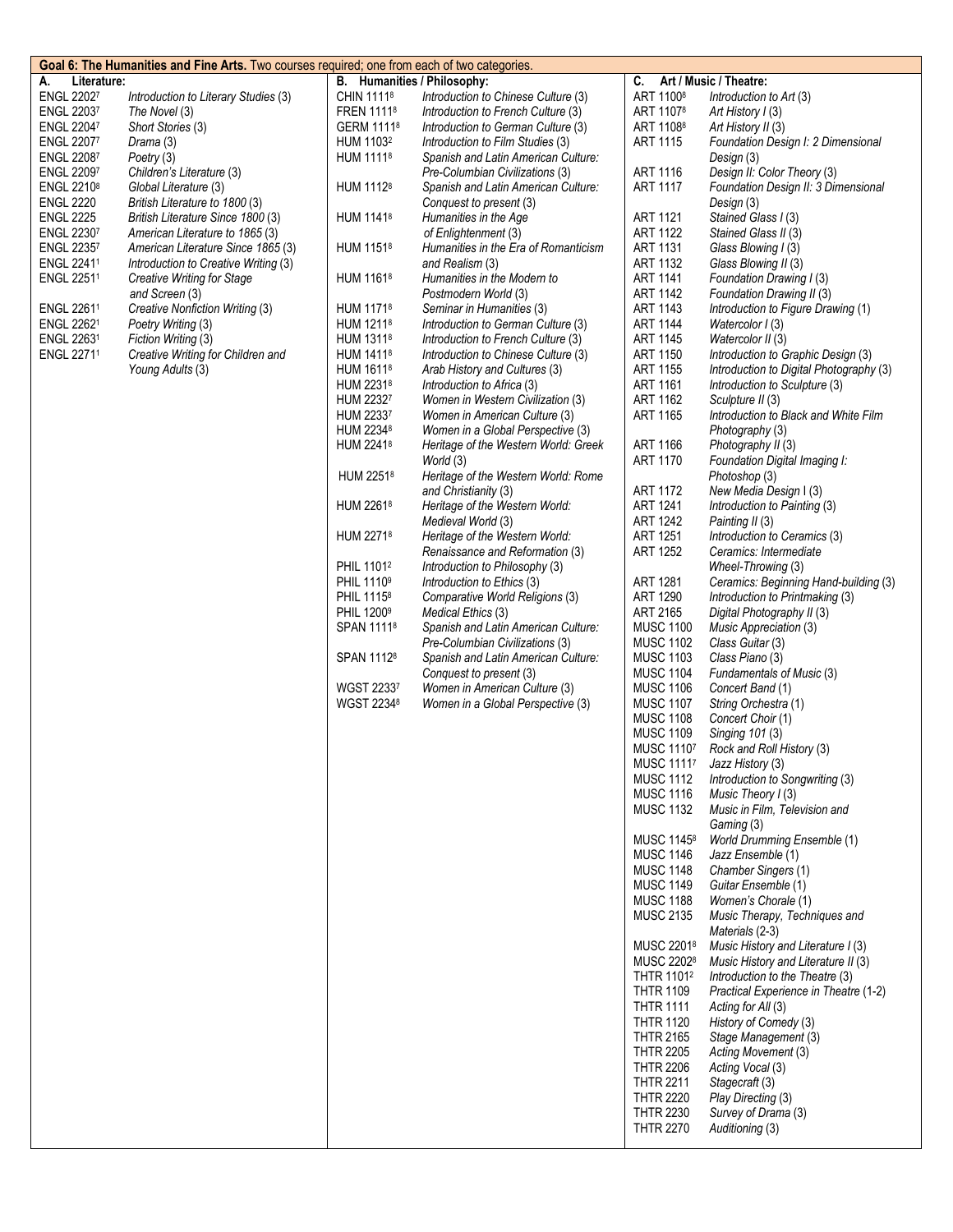**Goal 6: The Humanities and Fine Arts.** Two courses required; one from each of two categories.

**A. Literature:**

| Course | Title |
|---|---|
| ENGL 2202[7] | *Introduction to Literary Studies* (3) |
| ENGL 2203[7] | *The Novel* (3) |
| ENGL 2204[7] | *Short Stories* (3) |
| ENGL 2207[7] | *Drama* (3) |
| ENGL 2208[7] | *Poetry* (3) |
| ENGL 2209[7] | *Children's Literature* (3) |
| ENGL 2210[8] | *Global Literature* (3) |
| ENGL 2220 | *British Literature to 1800* (3) |
| ENGL 2225 | *British Literature Since 1800* (3) |
| ENGL 2230[7] | *American Literature to 1865* (3) |
| ENGL 2235[7] | *American Literature Since 1865* (3) |
| ENGL 2241[1] | *Introduction to Creative Writing* (3) |
| ENGL 2251[1] | *Creative Writing for Stage and Screen* (3) |
| ENGL 2261[1] | *Creative Nonfiction Writing* (3) |
| ENGL 2262[1] | *Poetry Writing* (3) |
| ENGL 2263[1] | *Fiction Writing* (3) |
| ENGL 2271[1] | *Creative Writing for Children and Young Adults* (3) |

**B. Humanities / Philosophy:**

| Course | Title |
|---|---|
| CHIN 1111[8] | *Introduction to Chinese Culture* (3) |
| FREN 1111[8] | *Introduction to French Culture* (3) |
| GERM 1111[8] | *Introduction to German Culture* (3) |
| HUM 1103[2] | *Introduction to Film Studies* (3) |
| HUM 1111[8] | *Spanish and Latin American Culture: Pre-Columbian Civilizations* (3) |
| HUM 1112[8] | *Spanish and Latin American Culture: Conquest to present* (3) |
| HUM 1141[8] | *Humanities in the Age of Enlightenment* (3) |
| HUM 1151[8] | *Humanities in the Era of Romanticism and Realism* (3) |
| HUM 1161[8] | *Humanities in the Modern to Postmodern World* (3) |
| HUM 1171[8] | *Seminar in Humanities* (3) |
| HUM 1211[8] | *Introduction to German Culture* (3) |
| HUM 1311[8] | *Introduction to French Culture* (3) |
| HUM 1411[8] | *Introduction to Chinese Culture* (3) |
| HUM 1611[8] | *Arab History and Cultures* (3) |
| HUM 2231[8] | *Introduction to Africa* (3) |
| HUM 2232[7] | *Women in Western Civilization* (3) |
| HUM 2233[7] | *Women in American Culture* (3) |
| HUM 2234[8] | *Women in a Global Perspective* (3) |
| HUM 2241[8] | *Heritage of the Western World: Greek World* (3) |
| HUM 2251[8] | *Heritage of the Western World: Rome and Christianity* (3) |
| HUM 2261[8] | *Heritage of the Western World: Medieval World* (3) |
| HUM 2271[8] | *Heritage of the Western World: Renaissance and Reformation* (3) |
| PHIL 1101[2] | *Introduction to Philosophy* (3) |
| PHIL 1110[9] | *Introduction to Ethics* (3) |
| PHIL 1115[8] | *Comparative World Religions* (3) |
| PHIL 1200[9] | *Medical Ethics* (3) |
| SPAN 1111[8] | *Spanish and Latin American Culture: Pre-Columbian Civilizations* (3) |
| SPAN 1112[8] | *Spanish and Latin American Culture: Conquest to present* (3) |
| WGST 2233[7] | *Women in American Culture* (3) |
| WGST 2234[8] | *Women in a Global Perspective* (3) |

**C. Art / Music / Theatre:**

| Course | Title |
|---|---|
| ART 1100[8] | *Introduction to Art* (3) |
| ART 1107[8] | *Art History I* (3) |
| ART 1108[8] | *Art History II* (3) |
| ART 1115 | *Foundation Design I: 2 Dimensional Design* (3) |
| ART 1116 | *Design II: Color Theory* (3) |
| ART 1117 | *Foundation Design II: 3 Dimensional Design* (3) |
| ART 1121 | *Stained Glass I* (3) |
| ART 1122 | *Stained Glass II* (3) |
| ART 1131 | *Glass Blowing I* (3) |
| ART 1132 | *Glass Blowing II* (3) |
| ART 1141 | *Foundation Drawing I* (3) |
| ART 1142 | *Foundation Drawing II* (3) |
| ART 1143 | *Introduction to Figure Drawing* (1) |
| ART 1144 | *Watercolor I* (3) |
| ART 1145 | *Watercolor II* (3) |
| ART 1150 | *Introduction to Graphic Design* (3) |
| ART 1155 | *Introduction to Digital Photography* (3) |
| ART 1161 | *Introduction to Sculpture* (3) |
| ART 1162 | *Sculpture II* (3) |
| ART 1165 | *Introduction to Black and White Film Photography* (3) |
| ART 1166 | *Photography II* (3) |
| ART 1170 | *Foundation Digital Imaging I: Photoshop* (3) |
| ART 1172 | *New Media Design* I (3) |
| ART 1241 | *Introduction to Painting* (3) |
| ART 1242 | *Painting II* (3) |
| ART 1251 | *Introduction to Ceramics* (3) |
| ART 1252 | *Ceramics: Intermediate Wheel-Throwing* (3) |
| ART 1281 | *Ceramics: Beginning Hand-building* (3) |
| ART 1290 | *Introduction to Printmaking* (3) |
| ART 2165 | *Digital Photography II* (3) |
| MUSC 1100 | *Music Appreciation* (3) |
| MUSC 1102 | *Class Guitar* (3) |
| MUSC 1103 | *Class Piano* (3) |
| MUSC 1104 | *Fundamentals of Music* (3) |
| MUSC 1106 | *Concert Band* (1) |
| MUSC 1107 | *String Orchestra* (1) |
| MUSC 1108 | *Concert Choir* (1) |
| MUSC 1109 | *Singing 101* (3) |
| MUSC 1110[7] | *Rock and Roll History* (3) |
| MUSC 1111[7] | *Jazz History* (3) |
| MUSC 1112 | *Introduction to Songwriting* (3) |
| MUSC 1116 | *Music Theory I* (3) |
| MUSC 1132 | *Music in Film, Television and Gaming* (3) |
| MUSC 1145[8] | *World Drumming Ensemble* (1) |
| MUSC 1146 | *Jazz Ensemble* (1) |
| MUSC 1148 | *Chamber Singers* (1) |
| MUSC 1149 | *Guitar Ensemble* (1) |
| MUSC 1188 | *Women's Chorale* (1) |
| MUSC 2135 | *Music Therapy, Techniques and Materials* (2-3) |
| MUSC 2201[8] | *Music History and Literature I* (3) |
| MUSC 2202[8] | *Music History and Literature II* (3) |
| THTR 1101[2] | *Introduction to the Theatre* (3) |
| THTR 1109 | *Practical Experience in Theatre* (1-2) |
| THTR 1111 | *Acting for All* (3) |
| THTR 1120 | *History of Comedy* (3) |
| THTR 2165 | *Stage Management* (3) |
| THTR 2205 | *Acting Movement* (3) |
| THTR 2206 | *Acting Vocal* (3) |
| THTR 2211 | *Stagecraft* (3) |
| THTR 2220 | *Play Directing* (3) |
| THTR 2230 | *Survey of Drama* (3) |
| THTR 2270 | *Auditioning* (3) |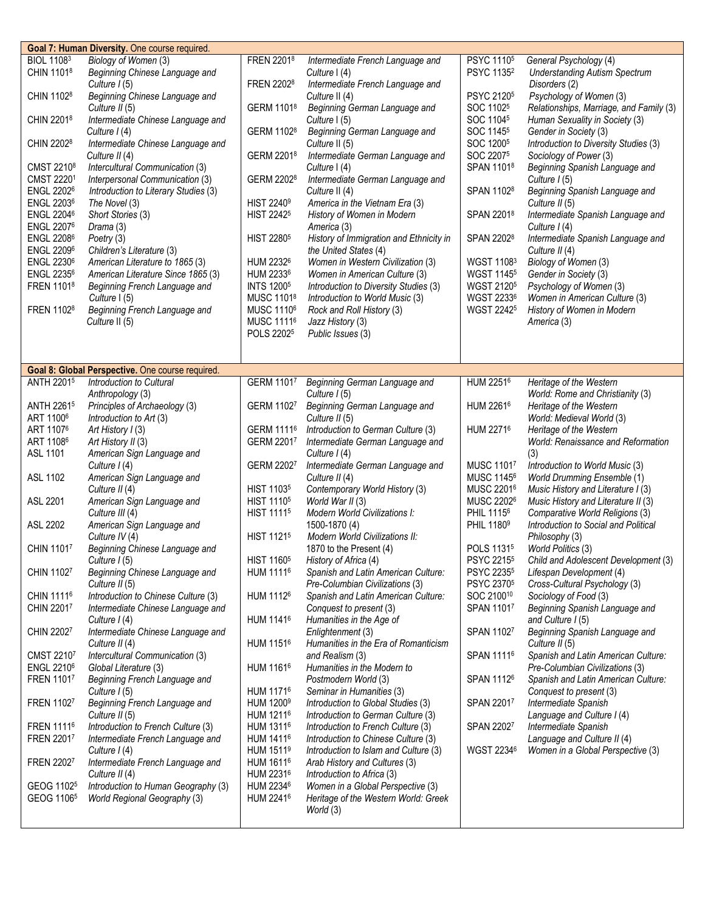## Goal 7: Human Diversity. One course required.

| Course | Title | Course | Title | Course | Title |
|---|---|---|---|---|---|
| BIOL 1108[3] | Biology of Women (3) | FREN 2201[8] | Intermediate French Language and Culture I (4) | PSYC 1110[5] | General Psychology (4) |
| CHIN 1101[8] | Beginning Chinese Language and Culture I (5) | FREN 2202[8] | Intermediate French Language and Culture II (4) | PSYC 1135[2] | Understanding Autism Spectrum Disorders (2) |
| CHIN 1102[8] | Beginning Chinese Language and Culture II (5) | GERM 1101[8] | Beginning German Language and Culture I (5) | PSYC 2120[5] | Psychology of Women (3) |
| CHIN 2201[8] | Intermediate Chinese Language and Culture I (4) | GERM 1102[8] | Beginning German Language and Culture II (5) | SOC 1102[5] | Relationships, Marriage, and Family (3) |
| CHIN 2202[8] | Intermediate Chinese Language and Culture II (4) | GERM 2201[8] | Intermediate German Language and Culture I (4) | SOC 1104[5] | Human Sexuality in Society (3) |
| CMST 2210[8] | Intercultural Communication (3) | GERM 2202[8] | Intermediate German Language and Culture II (4) | SOC 1145[5] | Gender in Society (3) |
| CMST 2220[1] | Interpersonal Communication (3) | HIST 2240[9] | America in the Vietnam Era (3) | SOC 1200[5] | Introduction to Diversity Studies (3) |
| ENGL 2202[6] | Introduction to Literary Studies (3) | HIST 2242[5] | History of Women in Modern America (3) | SOC 2207[5] | Sociology of Power (3) |
| ENGL 2203[6] | The Novel (3) | HIST 2280[5] | History of Immigration and Ethnicity in the United States (4) | SPAN 1101[8] | Beginning Spanish Language and Culture I (5) |
| ENGL 2204[6] | Short Stories (3) | HUM 2232[6] | Women in Western Civilization (3) | SPAN 1102[8] | Beginning Spanish Language and Culture II (5) |
| ENGL 2207[6] | Drama (3) | HUM 2233[6] | Women in American Culture (3) | SPAN 2201[8] | Intermediate Spanish Language and Culture I (4) |
| ENGL 2208[6] | Poetry (3) | INTS 1200[5] | Introduction to Diversity Studies (3) | SPAN 2202[8] | Intermediate Spanish Language and Culture II (4) |
| ENGL 2209[6] | Children's Literature (3) | MUSC 1101[8] | Introduction to World Music (3) | WGST 1108[3] | Biology of Women (3) |
| ENGL 2230[6] | American Literature to 1865 (3) | MUSC 1110[6] | Rock and Roll History (3) | WGST 1145[5] | Gender in Society (3) |
| ENGL 2235[6] | American Literature Since 1865 (3) | MUSC 1111[6] | Jazz History (3) | WGST 2120[5] | Psychology of Women (3) |
| FREN 1101[8] | Beginning French Language and Culture I (5) | POLS 2202[5] | Public Issues (3) | WGST 2233[6] | Women in American Culture (3) |
| FREN 1102[8] | Beginning French Language and Culture II (5) | | | WGST 2242[5] | History of Women in Modern America (3) |

## Goal 8: Global Perspective. One course required.

| Course | Title | Course | Title | Course | Title |
|---|---|---|---|---|---|
| ANTH 2201[5] | Introduction to Cultural Anthropology (3) | GERM 1101[7] | Beginning German Language and Culture I (5) | HUM 2251[6] | Heritage of the Western World: Rome and Christianity (3) |
| ANTH 2261[5] | Principles of Archaeology (3) | GERM 1102[7] | Beginning German Language and Culture II (5) | HUM 2261[6] | Heritage of the Western World: Medieval World (3) |
| ART 1100[6] | Introduction to Art (3) | GERM 1111[6] | Introduction to German Culture (3) | HUM 2271[6] | Heritage of the Western World: Renaissance and Reformation (3) |
| ART 1107[6] | Art History I (3) | GERM 2201[7] | Intermediate German Language and Culture I (4) | MUSC 1101[7] | Introduction to World Music (3) |
| ART 1108[6] | Art History II (3) | GERM 2202[7] | Intermediate German Language and Culture II (4) | MUSC 1145[6] | World Drumming Ensemble (1) |
| ASL 1101 | American Sign Language and Culture I (4) | HIST 1103[5] | Contemporary World History (3) | MUSC 2201[6] | Music History and Literature I (3) |
| ASL 1102 | American Sign Language and Culture II (4) | HIST 1110[5] | World War II (3) | MUSC 2202[6] | Music History and Literature II (3) |
| ASL 2201 | American Sign Language and Culture III (4) | HIST 1111[5] | Modern World Civilizations I: 1500-1870 (4) | PHIL 1115[6] | Comparative World Religions (3) |
| ASL 2202 | American Sign Language and Culture IV (4) | HIST 1121[5] | Modern World Civilizations II: 1870 to the Present (4) | PHIL 1180[9] | Introduction to Social and Political Philosophy (3) |
| CHIN 1101[7] | Beginning Chinese Language and Culture I (5) | HIST 1160[5] | History of Africa (4) | POLS 1131[5] | World Politics (3) |
| CHIN 1102[7] | Beginning Chinese Language and Culture II (5) | HUM 1111[6] | Spanish and Latin American Culture: Pre-Columbian Civilizations (3) | PSYC 2215[5] | Child and Adolescent Development (3) |
| CHIN 1111[6] | Introduction to Chinese Culture (3) | HUM 1112[6] | Spanish and Latin American Culture: Conquest to present (3) | PSYC 2235[5] | Lifespan Development (4) |
| CHIN 2201[7] | Intermediate Chinese Language and Culture I (4) | HUM 1141[6] | Humanities in the Age of Enlightenment (3) | PSYC 2370[5] | Cross-Cultural Psychology (3) |
| CHIN 2202[7] | Intermediate Chinese Language and Culture II (4) | HUM 1151[6] | Humanities in the Era of Romanticism and Realism (3) | SOC 2100[10] | Sociology of Food (3) |
| CMST 2210[7] | Intercultural Communication (3) | HUM 1161[6] | Humanities in the Modern to Postmodern World (3) | SPAN 1101[7] | Beginning Spanish Language and and Culture I (5) |
| ENGL 2210[6] | Global Literature (3) | HUM 1171[6] | Seminar in Humanities (3) | SPAN 1102[7] | Beginning Spanish Language and Culture II (5) |
| FREN 1101[7] | Beginning French Language and Culture I (5) | HUM 1200[9] | Introduction to Global Studies (3) | SPAN 1111[6] | Spanish and Latin American Culture: Pre-Columbian Civilizations (3) |
| FREN 1102[7] | Beginning French Language and Culture II (5) | HUM 1211[6] | Introduction to German Culture (3) | SPAN 1112[6] | Spanish and Latin American Culture: Conquest to present (3) |
| FREN 1111[6] | Introduction to French Culture (3) | HUM 1311[6] | Introduction to French Culture (3) | SPAN 2201[7] | Intermediate Spanish Language and Culture I (4) |
| FREN 2201[7] | Intermediate French Language and Culture I (4) | HUM 1411[6] | Introduction to Chinese Culture (3) | SPAN 2202[7] | Intermediate Spanish Language and Culture II (4) |
| FREN 2202[7] | Intermediate French Language and Culture II (4) | HUM 1511[9] | Introduction to Islam and Culture (3) | WGST 2234[6] | Women in a Global Perspective (3) |
| GEOG 1102[5] | Introduction to Human Geography (3) | HUM 1611[6] | Arab History and Cultures (3) | | |
| GEOG 1106[5] | World Regional Geography (3) | HUM 2231[6] | Introduction to Africa (3) | | |
| | | HUM 2234[6] | Women in a Global Perspective (3) | | |
| | | HUM 2241[6] | Heritage of the Western World: Greek World (3) | | |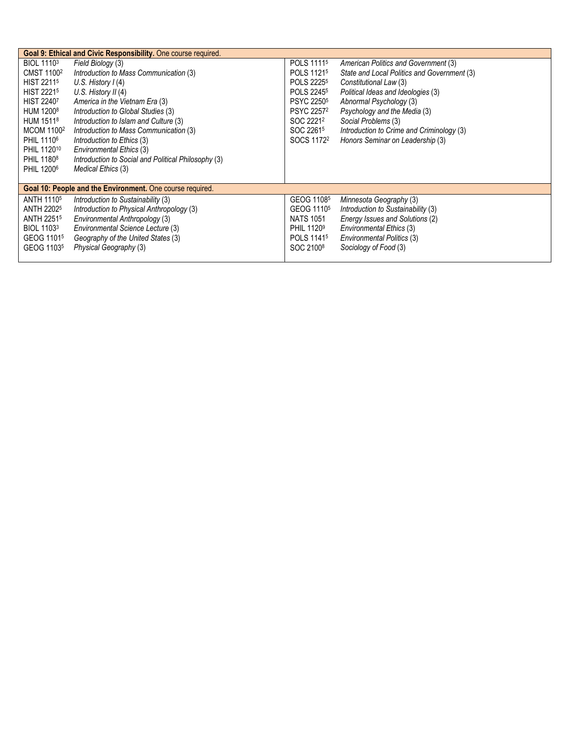| Goal 9: Ethical and Civic Responsibility. One course required. | | | |
|---|---|---|---|
| BIOL 1110[3] | *Field Biology* (3) | POLS 1111[5] | *American Politics and Government* (3) |
| CMST 1100[2] | *Introduction to Mass Communication* (3) | POLS 1121[5] | *State and Local Politics and Government* (3) |
| HIST 2211[5] | *U.S. History I* (4) | POLS 2225[5] | *Constitutional Law* (3) |
| HIST 2221[5] | *U.S. History II* (4) | POLS 2245[5] | *Political Ideas and Ideologies* (3) |
| HIST 2240[7] | *America in the Vietnam Era* (3) | PSYC 2250[5] | *Abnormal Psychology* (3) |
| HUM 1200[8] | *Introduction to Global Studies* (3) | PSYC 2257[2] | *Psychology and the Media* (3) |
| HUM 1511[8] | *Introduction to Islam and Culture* (3) | SOC 2221[2] | *Social Problems* (3) |
| MCOM 1100[2] | *Introduction to Mass Communication* (3) | SOC 2261[5] | *Introduction to Crime and Criminology* (3) |
| PHIL 1110[6] | *Introduction to Ethics* (3) | SOCS 1172[2] | *Honors Seminar on Leadership* (3) |
| PHIL 1120[10] | *Environmental Ethics* (3) | | |
| PHIL 1180[8] | *Introduction to Social and Political Philosophy* (3) | | |
| PHIL 1200[6] | *Medical Ethics* (3) | | |

| Goal 10: People and the Environment. One course required. | | | |
|---|---|---|---|
| ANTH 1110[5] | *Introduction to Sustainability* (3) | GEOG 1108[5] | *Minnesota Geography* (3) |
| ANTH 2202[5] | *Introduction to Physical Anthropology* (3) | GEOG 1110[5] | *Introduction to Sustainability* (3) |
| ANTH 2251[5] | *Environmental Anthropology* (3) | NATS 1051 | *Energy Issues and Solutions* (2) |
| BIOL 1103[3] | *Environmental Science Lecture* (3) | PHIL 1120[9] | *Environmental Ethics* (3) |
| GEOG 1101[5] | *Geography of the United States* (3) | POLS 1141[5] | *Environmental Politics* (3) |
| GEOG 1103[5] | *Physical Geography* (3) | SOC 2100[8] | *Sociology of Food* (3) |